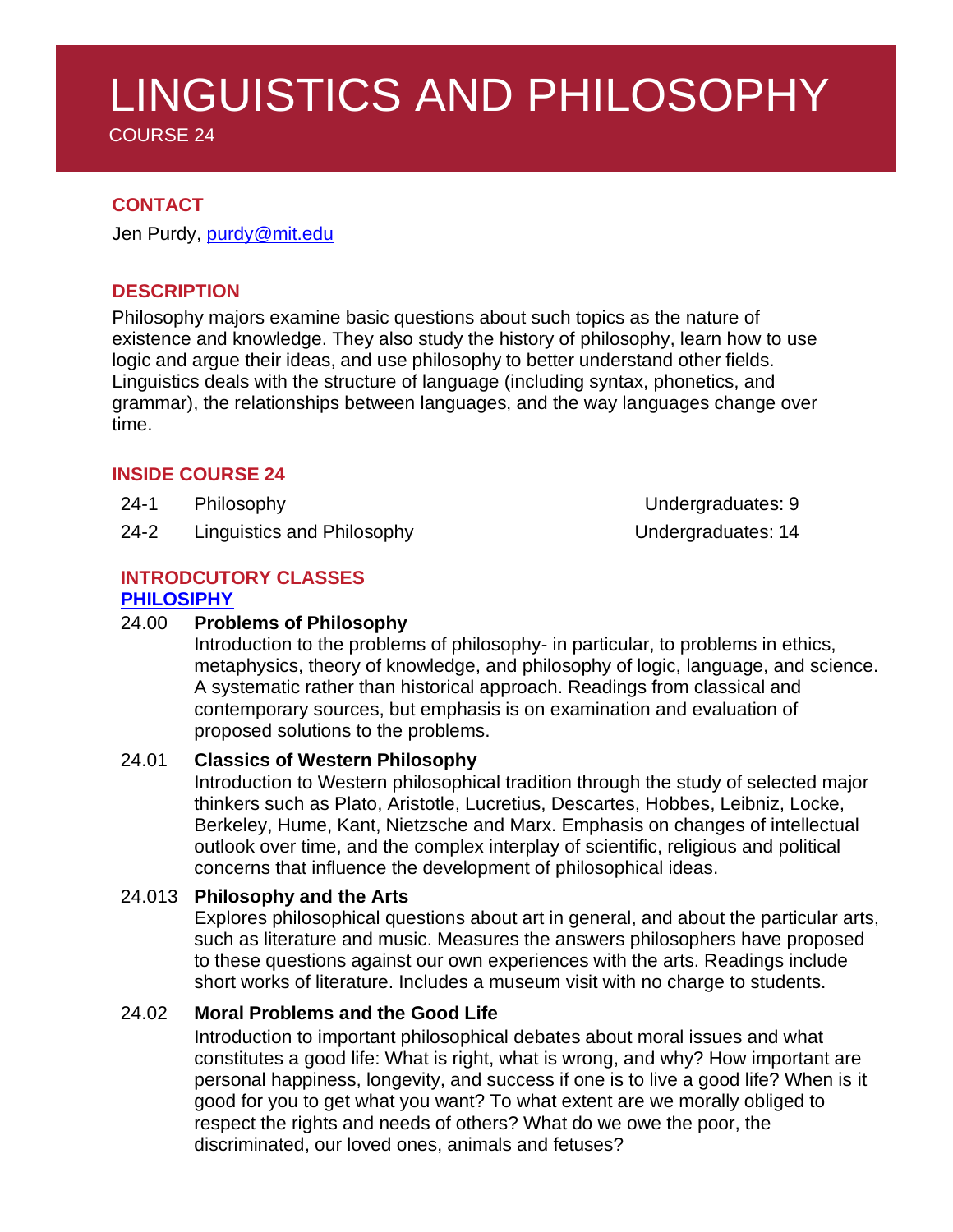# LINGUISTICS AND PHILOSOPHY

COURSE 24

## CONTACT

Jen Purdy, purdy@mit.edu

## DESCRIPTION

Philosophy majors examine basic questions about such topics as the nature of existence and knowledge. They also study the history of philosophy, learn how to use logic and argue their ideas, and use philosophy to better understand other fields. Linguistics deals with the structure of language (including syntax, phonetics, and grammar), the relationships between languages, and the way languages change over time.

## INSIDE COURSE 24

| | | |
|---|---|---|
| 24-1 | Philosophy | Undergraduates: 9 |
| 24-2 | Linguistics and Philosophy | Undergraduates: 14 |

## INTRODCUTORY CLASSES

### PHILOSIPHY

24.00 **Problems of Philosophy**
Introduction to the problems of philosophy- in particular, to problems in ethics, metaphysics, theory of knowledge, and philosophy of logic, language, and science. A systematic rather than historical approach. Readings from classical and contemporary sources, but emphasis is on examination and evaluation of proposed solutions to the problems.

24.01 **Classics of Western Philosophy**
Introduction to Western philosophical tradition through the study of selected major thinkers such as Plato, Aristotle, Lucretius, Descartes, Hobbes, Leibniz, Locke, Berkeley, Hume, Kant, Nietzsche and Marx. Emphasis on changes of intellectual outlook over time, and the complex interplay of scientific, religious and political concerns that influence the development of philosophical ideas.

24.013 **Philosophy and the Arts**
Explores philosophical questions about art in general, and about the particular arts, such as literature and music. Measures the answers philosophers have proposed to these questions against our own experiences with the arts. Readings include short works of literature. Includes a museum visit with no charge to students.

24.02 **Moral Problems and the Good Life**
Introduction to important philosophical debates about moral issues and what constitutes a good life: What is right, what is wrong, and why? How important are personal happiness, longevity, and success if one is to live a good life? When is it good for you to get what you want? To what extent are we morally obliged to respect the rights and needs of others? What do we owe the poor, the discriminated, our loved ones, animals and fetuses?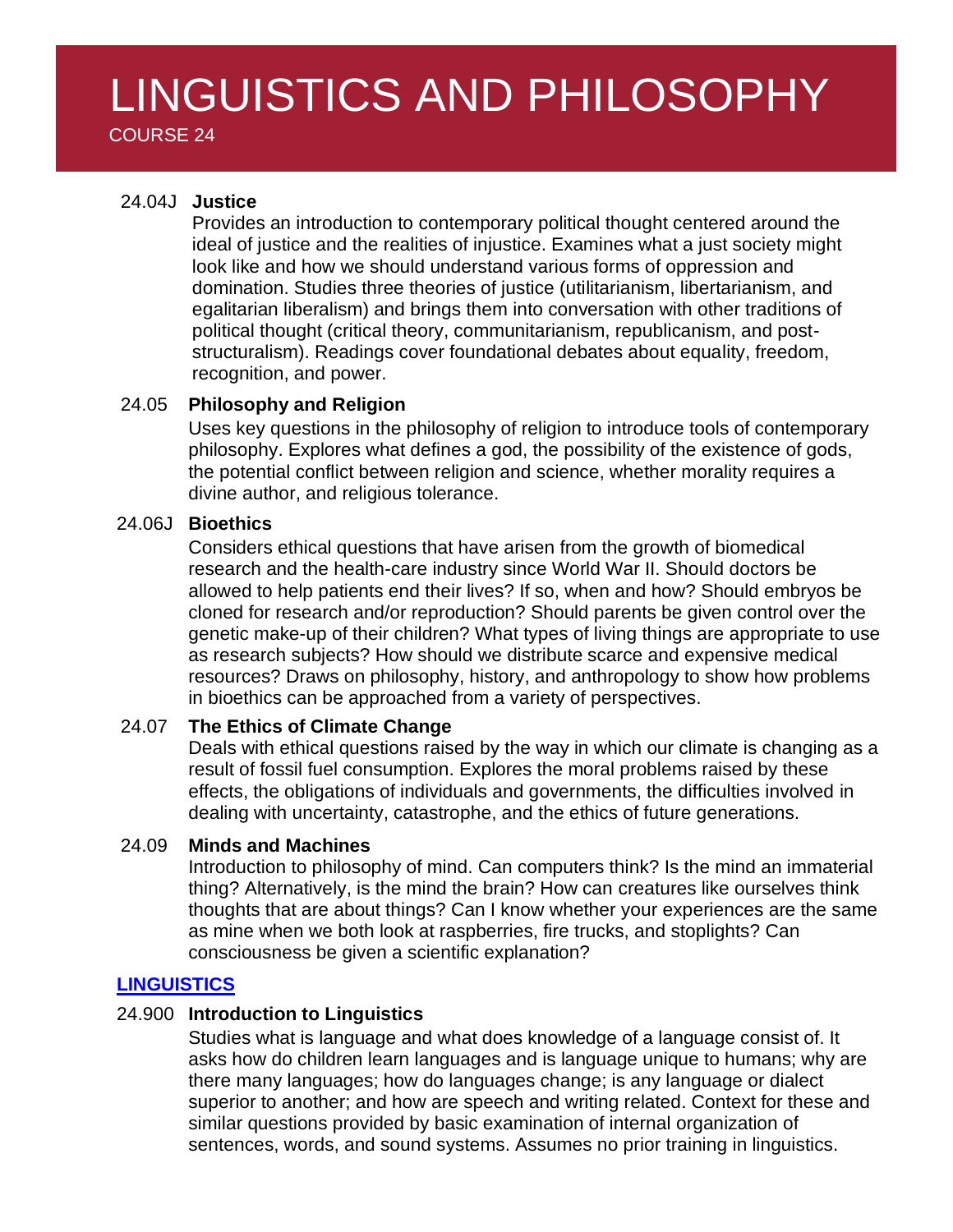# LINGUISTICS AND PHILOSOPHY

COURSE 24

**24.04J Justice**

Provides an introduction to contemporary political thought centered around the ideal of justice and the realities of injustice. Examines what a just society might look like and how we should understand various forms of oppression and domination. Studies three theories of justice (utilitarianism, libertarianism, and egalitarian liberalism) and brings them into conversation with other traditions of political thought (critical theory, communitarianism, republicanism, and post-structuralism). Readings cover foundational debates about equality, freedom, recognition, and power.

**24.05 Philosophy and Religion**

Uses key questions in the philosophy of religion to introduce tools of contemporary philosophy. Explores what defines a god, the possibility of the existence of gods, the potential conflict between religion and science, whether morality requires a divine author, and religious tolerance.

**24.06J Bioethics**

Considers ethical questions that have arisen from the growth of biomedical research and the health-care industry since World War II. Should doctors be allowed to help patients end their lives? If so, when and how? Should embryos be cloned for research and/or reproduction? Should parents be given control over the genetic make-up of their children? What types of living things are appropriate to use as research subjects? How should we distribute scarce and expensive medical resources? Draws on philosophy, history, and anthropology to show how problems in bioethics can be approached from a variety of perspectives.

**24.07 The Ethics of Climate Change**

Deals with ethical questions raised by the way in which our climate is changing as a result of fossil fuel consumption. Explores the moral problems raised by these effects, the obligations of individuals and governments, the difficulties involved in dealing with uncertainty, catastrophe, and the ethics of future generations.

**24.09 Minds and Machines**

Introduction to philosophy of mind. Can computers think? Is the mind an immaterial thing? Alternatively, is the mind the brain? How can creatures like ourselves think thoughts that are about things? Can I know whether your experiences are the same as mine when we both look at raspberries, fire trucks, and stoplights? Can consciousness be given a scientific explanation?

## LINGUISTICS

**24.900 Introduction to Linguistics**

Studies what is language and what does knowledge of a language consist of. It asks how do children learn languages and is language unique to humans; why are there many languages; how do languages change; is any language or dialect superior to another; and how are speech and writing related. Context for these and similar questions provided by basic examination of internal organization of sentences, words, and sound systems. Assumes no prior training in linguistics.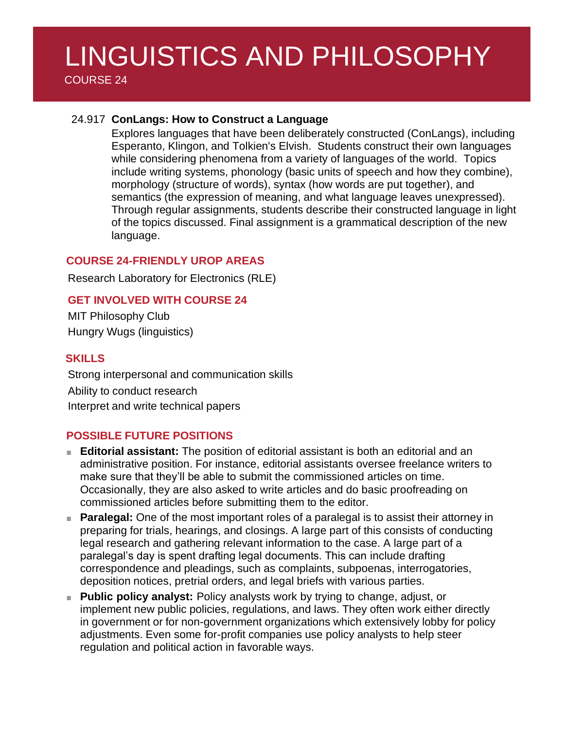# LINGUISTICS AND PHILOSOPHY

COURSE 24

24.917 **ConLangs: How to Construct a Language**

Explores languages that have been deliberately constructed (ConLangs), including Esperanto, Klingon, and Tolkien's Elvish. Students construct their own languages while considering phenomena from a variety of languages of the world. Topics include writing systems, phonology (basic units of speech and how they combine), morphology (structure of words), syntax (how words are put together), and semantics (the expression of meaning, and what language leaves unexpressed). Through regular assignments, students describe their constructed language in light of the topics discussed. Final assignment is a grammatical description of the new language.

## COURSE 24-FRIENDLY UROP AREAS

Research Laboratory for Electronics (RLE)

## GET INVOLVED WITH COURSE 24

MIT Philosophy Club

Hungry Wugs (linguistics)

## SKILLS

Strong interpersonal and communication skills

Ability to conduct research

Interpret and write technical papers

## POSSIBLE FUTURE POSITIONS

- **Editorial assistant:** The position of editorial assistant is both an editorial and an administrative position. For instance, editorial assistants oversee freelance writers to make sure that they'll be able to submit the commissioned articles on time. Occasionally, they are also asked to write articles and do basic proofreading on commissioned articles before submitting them to the editor.
- **Paralegal:** One of the most important roles of a paralegal is to assist their attorney in preparing for trials, hearings, and closings. A large part of this consists of conducting legal research and gathering relevant information to the case. A large part of a paralegal's day is spent drafting legal documents. This can include drafting correspondence and pleadings, such as complaints, subpoenas, interrogatories, deposition notices, pretrial orders, and legal briefs with various parties.
- **Public policy analyst:** Policy analysts work by trying to change, adjust, or implement new public policies, regulations, and laws. They often work either directly in government or for non-government organizations which extensively lobby for policy adjustments. Even some for-profit companies use policy analysts to help steer regulation and political action in favorable ways.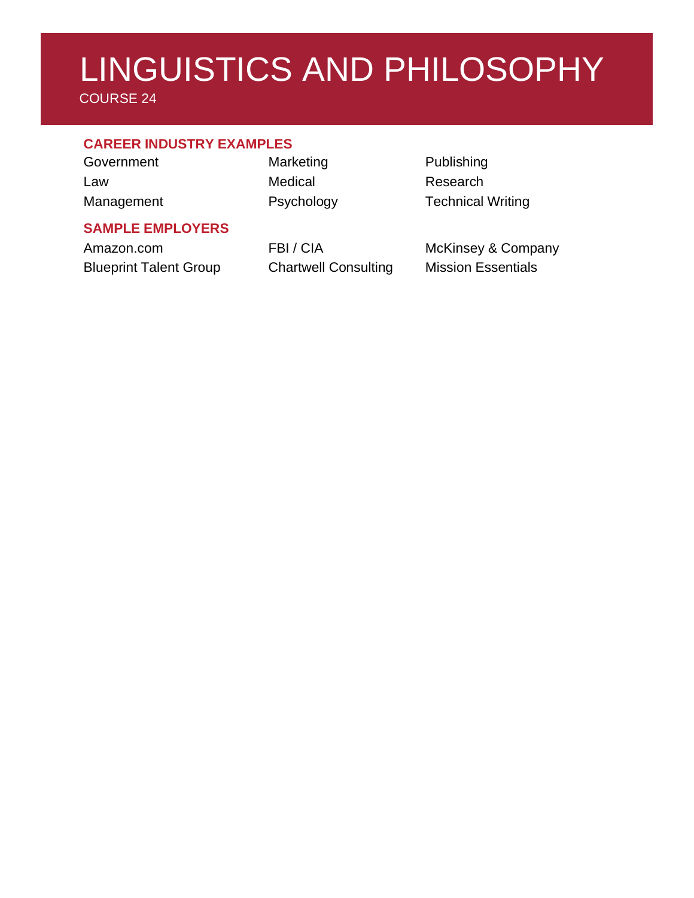# LINGUISTICS AND PHILOSOPHY

COURSE 24

## CAREER INDUSTRY EXAMPLES

| | | |
|---|---|---|
| Government | Marketing | Publishing |
| Law | Medical | Research |
| Management | Psychology | Technical Writing |

## SAMPLE EMPLOYERS

| | | |
|---|---|---|
| Amazon.com | FBI / CIA | McKinsey & Company |
| Blueprint Talent Group | Chartwell Consulting | Mission Essentials |